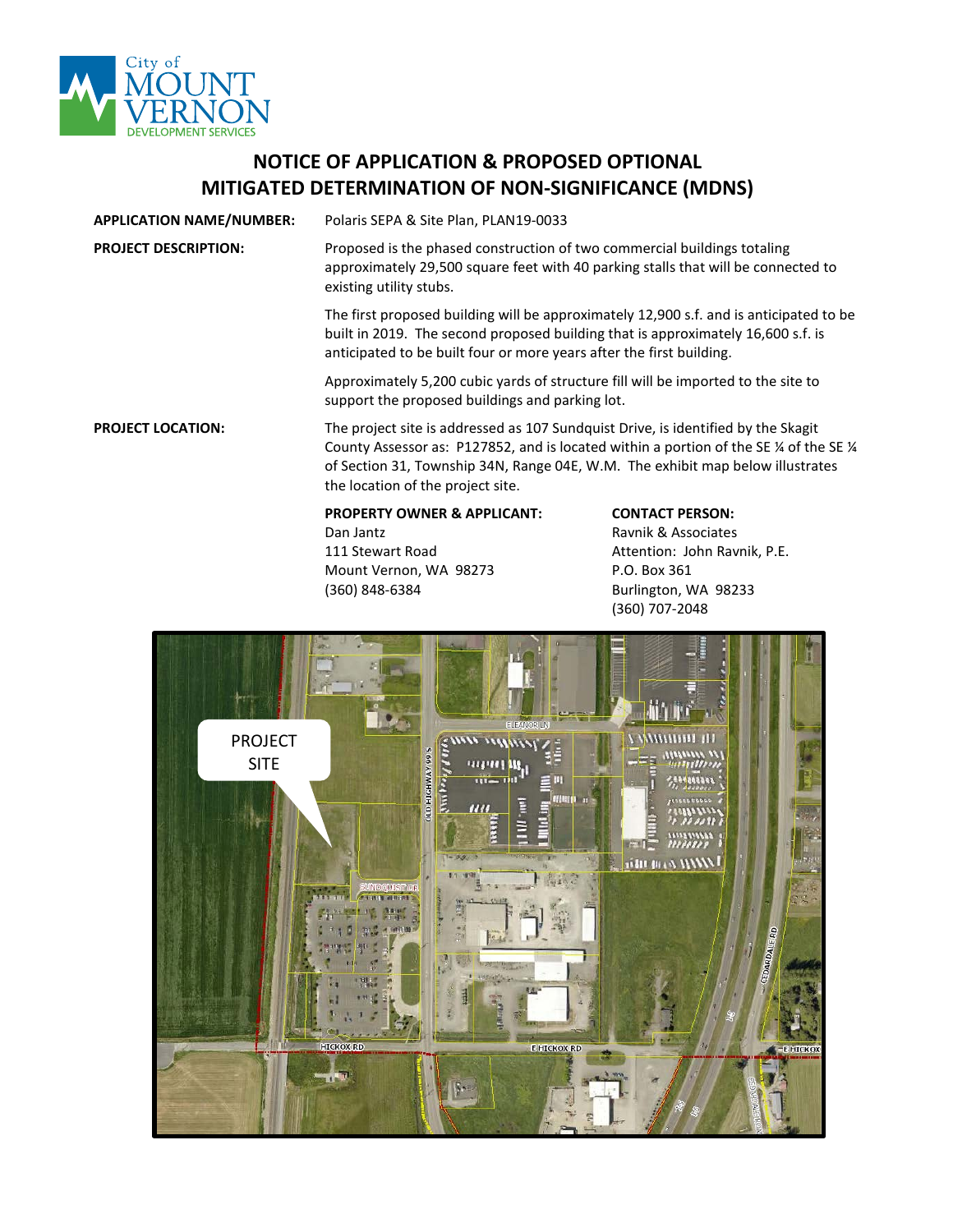City of MOUNT VERNON DEVELOPMENT SERVICES

# NOTICE OF APPLICATION & PROPOSED OPTIONAL MITIGATED DETERMINATION OF NON-SIGNIFICANCE (MDNS)

**APPLICATION NAME/NUMBER:** Polaris SEPA & Site Plan, PLAN19-0033

**PROJECT DESCRIPTION:** Proposed is the phased construction of two commercial buildings totaling approximately 29,500 square feet with 40 parking stalls that will be connected to existing utility stubs.

The first proposed building will be approximately 12,900 s.f. and is anticipated to be built in 2019. The second proposed building that is approximately 16,600 s.f. is anticipated to be built four or more years after the first building.

Approximately 5,200 cubic yards of structure fill will be imported to the site to support the proposed buildings and parking lot.

**PROJECT LOCATION:** The project site is addressed as 107 Sundquist Drive, is identified by the Skagit County Assessor as: P127852, and is located within a portion of the SE ¼ of the SE ¼ of Section 31, Township 34N, Range 04E, W.M. The exhibit map below illustrates the location of the project site.

**PROPERTY OWNER & APPLICANT:**
Dan Jantz
111 Stewart Road
Mount Vernon, WA 98273
(360) 848-6384

**CONTACT PERSON:**
Ravnik & Associates
Attention: John Ravnik, P.E.
P.O. Box 361
Burlington, WA 98233
(360) 707-2048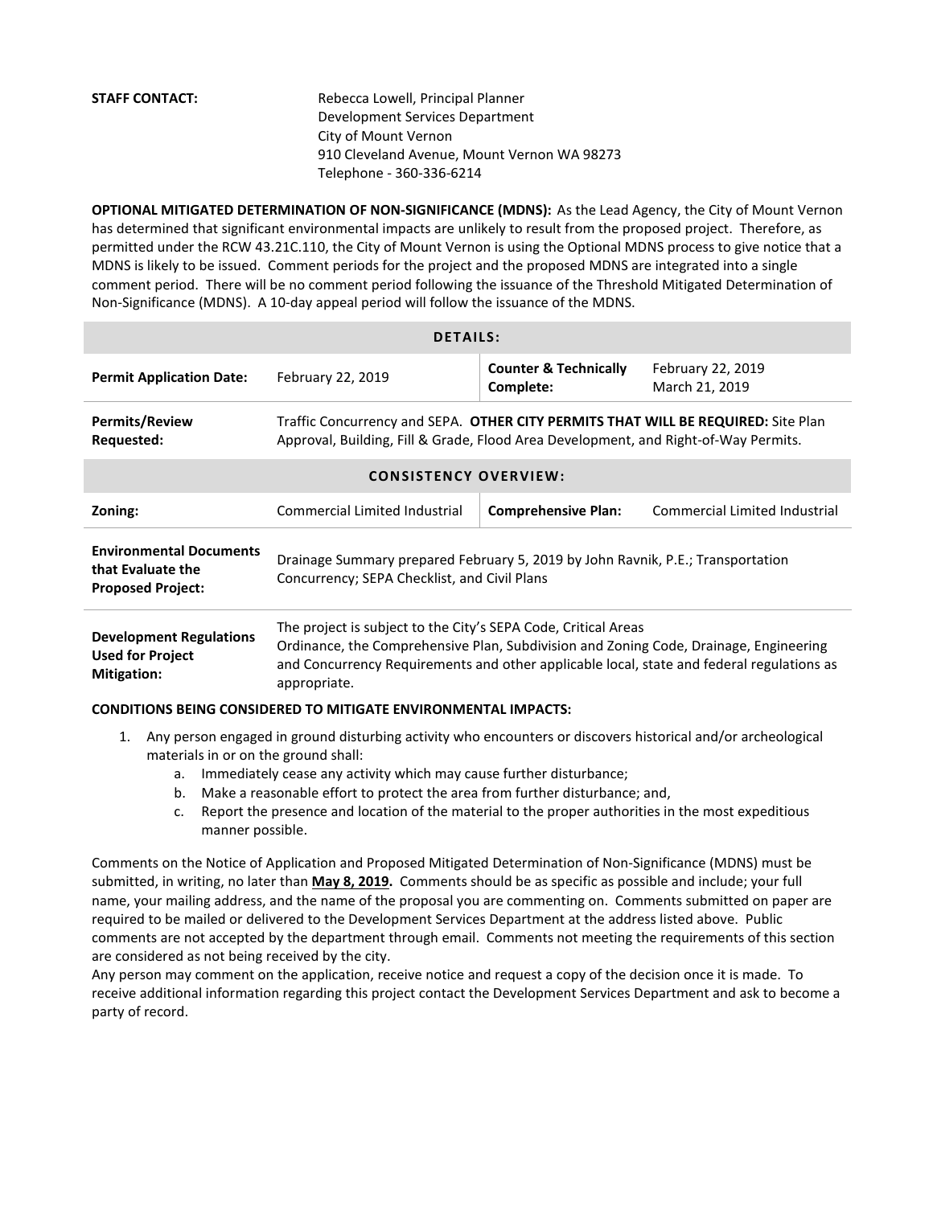**STAFF CONTACT:** Rebecca Lowell, Principal Planner
Development Services Department
City of Mount Vernon
910 Cleveland Avenue, Mount Vernon WA 98273
Telephone - 360-336-6214

**OPTIONAL MITIGATED DETERMINATION OF NON-SIGNIFICANCE (MDNS):** As the Lead Agency, the City of Mount Vernon has determined that significant environmental impacts are unlikely to result from the proposed project. Therefore, as permitted under the RCW 43.21C.110, the City of Mount Vernon is using the Optional MDNS process to give notice that a MDNS is likely to be issued. Comment periods for the project and the proposed MDNS are integrated into a single comment period. There will be no comment period following the issuance of the Threshold Mitigated Determination of Non-Significance (MDNS). A 10-day appeal period will follow the issuance of the MDNS.

| **DETAILS:** | | | |
|---|---|---|---|
| **Permit Application Date:** | February 22, 2019 | **Counter & Technically Complete:** | February 22, 2019<br>March 21, 2019 |
| **Permits/Review Requested:** | Traffic Concurrency and SEPA. **OTHER CITY PERMITS THAT WILL BE REQUIRED:** Site Plan Approval, Building, Fill & Grade, Flood Area Development, and Right-of-Way Permits. | | |
| **CONSISTENCY OVERVIEW:** | | | |
| **Zoning:** | Commercial Limited Industrial | **Comprehensive Plan:** | Commercial Limited Industrial |
| **Environmental Documents that Evaluate the Proposed Project:** | Drainage Summary prepared February 5, 2019 by John Ravnik, P.E.; Transportation Concurrency; SEPA Checklist, and Civil Plans | | |
| **Development Regulations Used for Project Mitigation:** | The project is subject to the City's SEPA Code, Critical Areas Ordinance, the Comprehensive Plan, Subdivision and Zoning Code, Drainage, Engineering and Concurrency Requirements and other applicable local, state and federal regulations as appropriate. | | |

**CONDITIONS BEING CONSIDERED TO MITIGATE ENVIRONMENTAL IMPACTS:**

1. Any person engaged in ground disturbing activity who encounters or discovers historical and/or archeological materials in or on the ground shall:
   a. Immediately cease any activity which may cause further disturbance;
   b. Make a reasonable effort to protect the area from further disturbance; and,
   c. Report the presence and location of the material to the proper authorities in the most expeditious manner possible.

Comments on the Notice of Application and Proposed Mitigated Determination of Non-Significance (MDNS) must be submitted, in writing, no later than **May 8, 2019.** Comments should be as specific as possible and include; your full name, your mailing address, and the name of the proposal you are commenting on. Comments submitted on paper are required to be mailed or delivered to the Development Services Department at the address listed above. Public comments are not accepted by the department through email. Comments not meeting the requirements of this section are considered as not being received by the city.

Any person may comment on the application, receive notice and request a copy of the decision once it is made. To receive additional information regarding this project contact the Development Services Department and ask to become a party of record.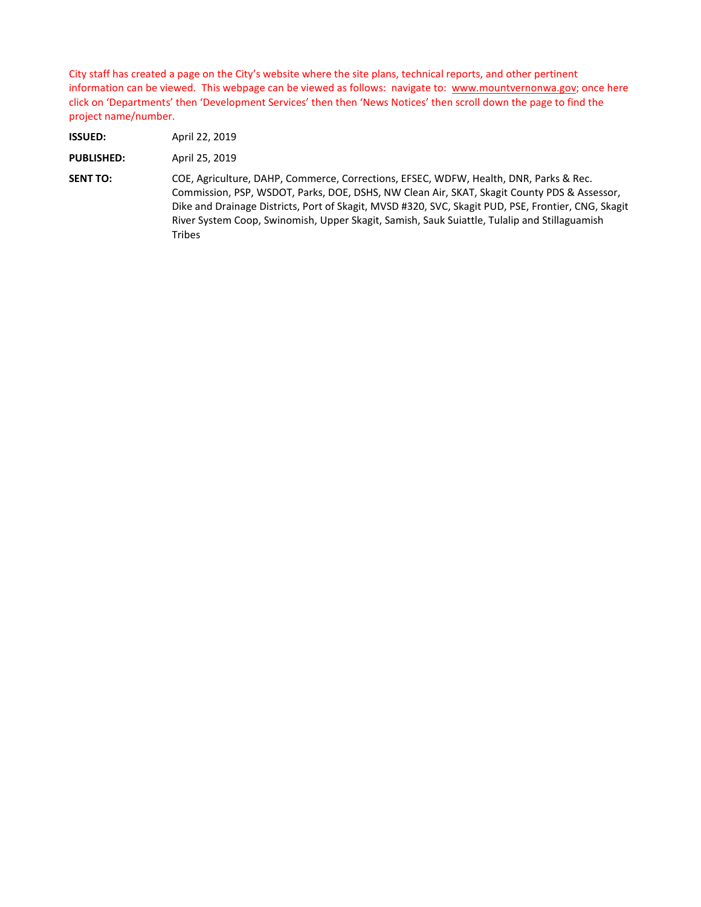City staff has created a page on the City's website where the site plans, technical reports, and other pertinent information can be viewed. This webpage can be viewed as follows: navigate to: www.mountvernonwa.gov; once here click on 'Departments' then 'Development Services' then then 'News Notices' then scroll down the page to find the project name/number.

**ISSUED:** April 22, 2019

**PUBLISHED:** April 25, 2019

**SENT TO:** COE, Agriculture, DAHP, Commerce, Corrections, EFSEC, WDFW, Health, DNR, Parks & Rec. Commission, PSP, WSDOT, Parks, DOE, DSHS, NW Clean Air, SKAT, Skagit County PDS & Assessor, Dike and Drainage Districts, Port of Skagit, MVSD #320, SVC, Skagit PUD, PSE, Frontier, CNG, Skagit River System Coop, Swinomish, Upper Skagit, Samish, Sauk Suiattle, Tulalip and Stillaguamish Tribes